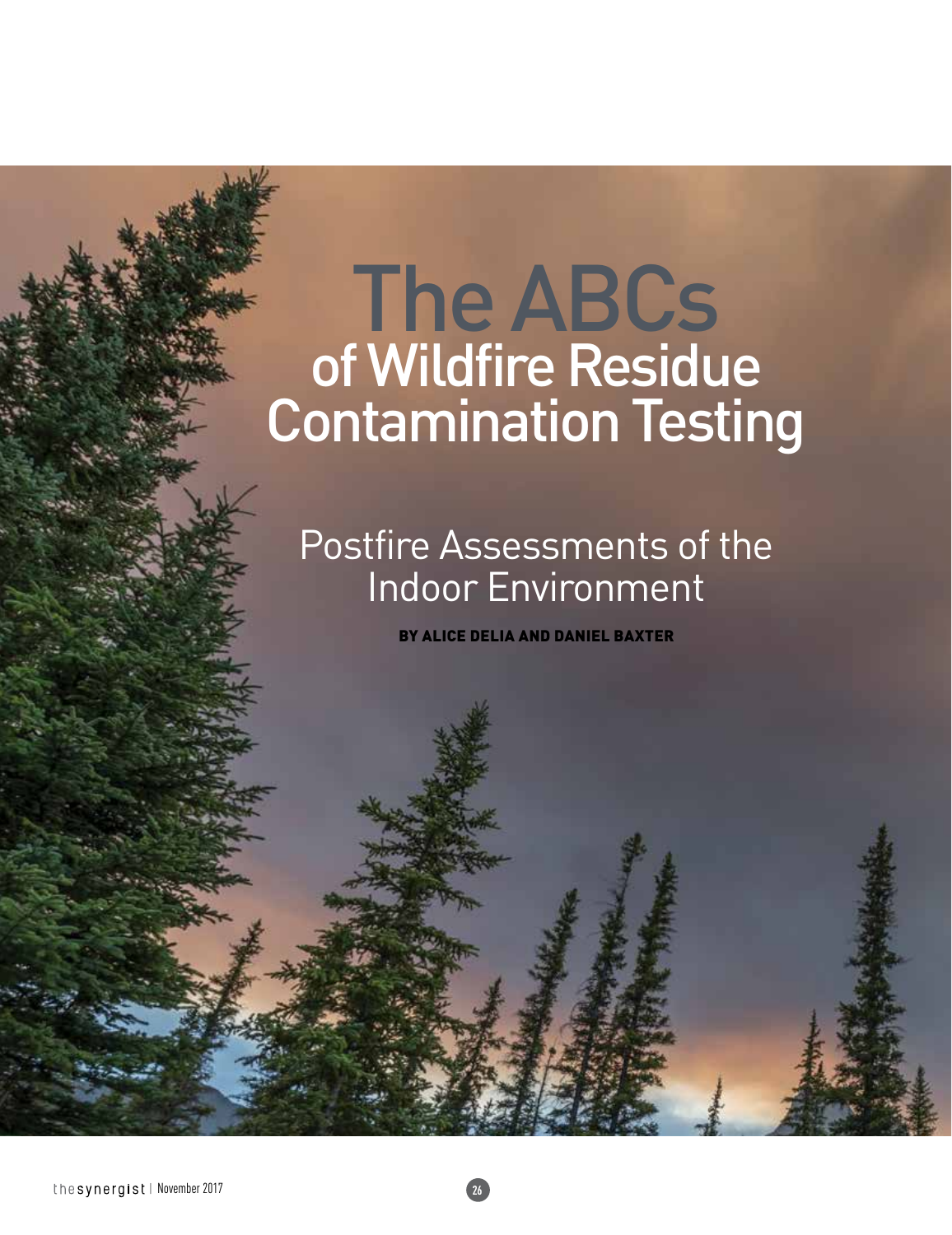# The ABCs of Wildfire Residue Contamination Testing

## Postfire Assessments of the Indoor Environment

**BY ALICE DELIA AND DANIEL BAXTER**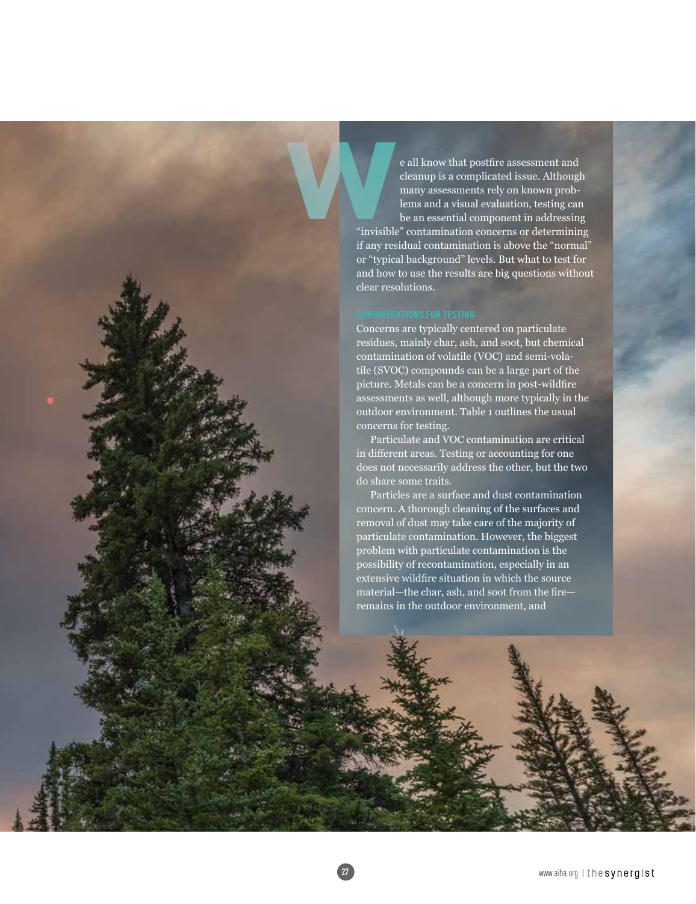We all know that postfire assessment and cleanup is a complicated issue. Although many assessments rely on known problems and a visual evaluation, testing can be an essential component in addressing "invisible" contamination concerns or determining if any residual contamination is above the "normal" or "typical background" levels. But what to test for and how to use the results are big questions without clear resolutions.

## CONSIDERATIONS FOR TESTING

Concerns are typically centered on particulate residues, mainly char, ash, and soot, but chemical contamination of volatile (VOC) and semi-volatile (SVOC) compounds can be a large part of the picture. Metals can be a concern in post-wildfire assessments as well, although more typically in the outdoor environment. Table 1 outlines the usual concerns for testing.

Particulate and VOC contamination are critical in different areas. Testing or accounting for one does not necessarily address the other, but the two do share some traits.

Particles are a surface and dust contamination concern. A thorough cleaning of the surfaces and removal of dust may take care of the majority of particulate contamination. However, the biggest problem with particulate contamination is the possibility of recontamination, especially in an extensive wildfire situation in which the source material—the char, ash, and soot from the fire—remains in the outdoor environment, and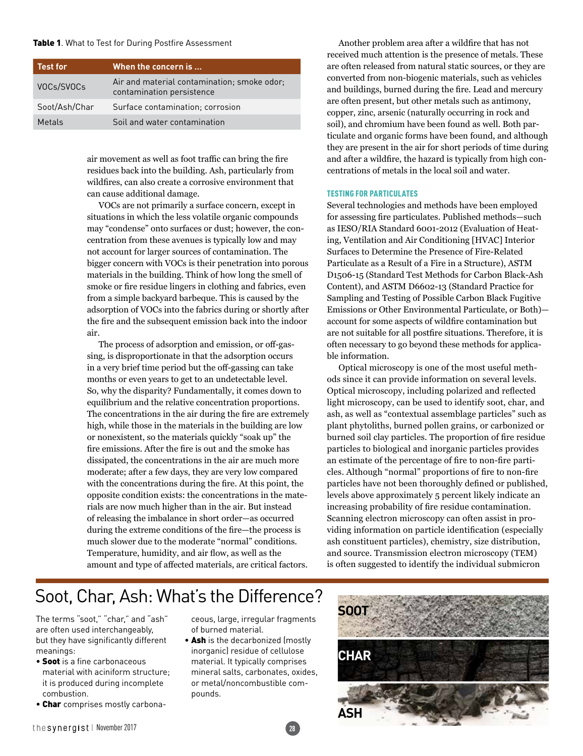**Table 1**. What to Test for During Postfire Assessment

| Test for | When the concern is ... |
| --- | --- |
| VOCs/SVOCs | Air and material contamination; smoke odor; contamination persistence |
| Soot/Ash/Char | Surface contamination; corrosion |
| Metals | Soil and water contamination |

air movement as well as foot traffic can bring the fire residues back into the building. Ash, particularly from wildfires, can also create a corrosive environment that can cause additional damage.

VOCs are not primarily a surface concern, except in situations in which the less volatile organic compounds may "condense" onto surfaces or dust; however, the concentration from these avenues is typically low and may not account for larger sources of contamination. The bigger concern with VOCs is their penetration into porous materials in the building. Think of how long the smell of smoke or fire residue lingers in clothing and fabrics, even from a simple backyard barbeque. This is caused by the adsorption of VOCs into the fabrics during or shortly after the fire and the subsequent emission back into the indoor air.

The process of adsorption and emission, or off-gassing, is disproportionate in that the adsorption occurs in a very brief time period but the off-gassing can take months or even years to get to an undetectable level. So, why the disparity? Fundamentally, it comes down to equilibrium and the relative concentration proportions. The concentrations in the air during the fire are extremely high, while those in the materials in the building are low or nonexistent, so the materials quickly "soak up" the fire emissions. After the fire is out and the smoke has dissipated, the concentrations in the air are much more moderate; after a few days, they are very low compared with the concentrations during the fire. At this point, the opposite condition exists: the concentrations in the materials are now much higher than in the air. But instead of releasing the imbalance in short order—as occurred during the extreme conditions of the fire—the process is much slower due to the moderate "normal" conditions. Temperature, humidity, and air flow, as well as the amount and type of affected materials, are critical factors.

Another problem area after a wildfire that has not received much attention is the presence of metals. These are often released from natural static sources, or they are converted from non-biogenic materials, such as vehicles and buildings, burned during the fire. Lead and mercury are often present, but other metals such as antimony, copper, zinc, arsenic (naturally occurring in rock and soil), and chromium have been found as well. Both particulate and organic forms have been found, and although they are present in the air for short periods of time during and after a wildfire, the hazard is typically from high concentrations of metals in the local soil and water.

### TESTING FOR PARTICULATES

Several technologies and methods have been employed for assessing fire particulates. Published methods—such as IESO/RIA Standard 6001-2012 (Evaluation of Heating, Ventilation and Air Conditioning [HVAC] Interior Surfaces to Determine the Presence of Fire-Related Particulate as a Result of a Fire in a Structure), ASTM D1506-15 (Standard Test Methods for Carbon Black-Ash Content), and ASTM D6602-13 (Standard Practice for Sampling and Testing of Possible Carbon Black Fugitive Emissions or Other Environmental Particulate, or Both)—account for some aspects of wildfire contamination but are not suitable for all postfire situations. Therefore, it is often necessary to go beyond these methods for applicable information.

Optical microscopy is one of the most useful methods since it can provide information on several levels. Optical microscopy, including polarized and reflected light microscopy, can be used to identify soot, char, and ash, as well as "contextual assemblage particles" such as plant phytoliths, burned pollen grains, or carbonized or burned soil clay particles. The proportion of fire residue particles to biological and inorganic particles provides an estimate of the percentage of fire to non-fire particles. Although "normal" proportions of fire to non-fire particles have not been thoroughly defined or published, levels above approximately 5 percent likely indicate an increasing probability of fire residue contamination. Scanning electron microscopy can often assist in providing information on particle identification (especially ash constituent particles), chemistry, size distribution, and source. Transmission electron microscopy (TEM) is often suggested to identify the individual submicron

## Soot, Char, Ash: What's the Difference?

The terms "soot," "char," and "ash" are often used interchangeably, but they have significantly different meanings:

- **Soot** is a fine carbonaceous material with aciniform structure; it is produced during incomplete combustion.
- **Char** comprises mostly carbonaceous, large, irregular fragments of burned material.
- **Ash** is the decarbonized (mostly inorganic) residue of cellulose material. It typically comprises mineral salts, carbonates, oxides, or metal/noncombustible compounds.

SOOT

CHAR

ASH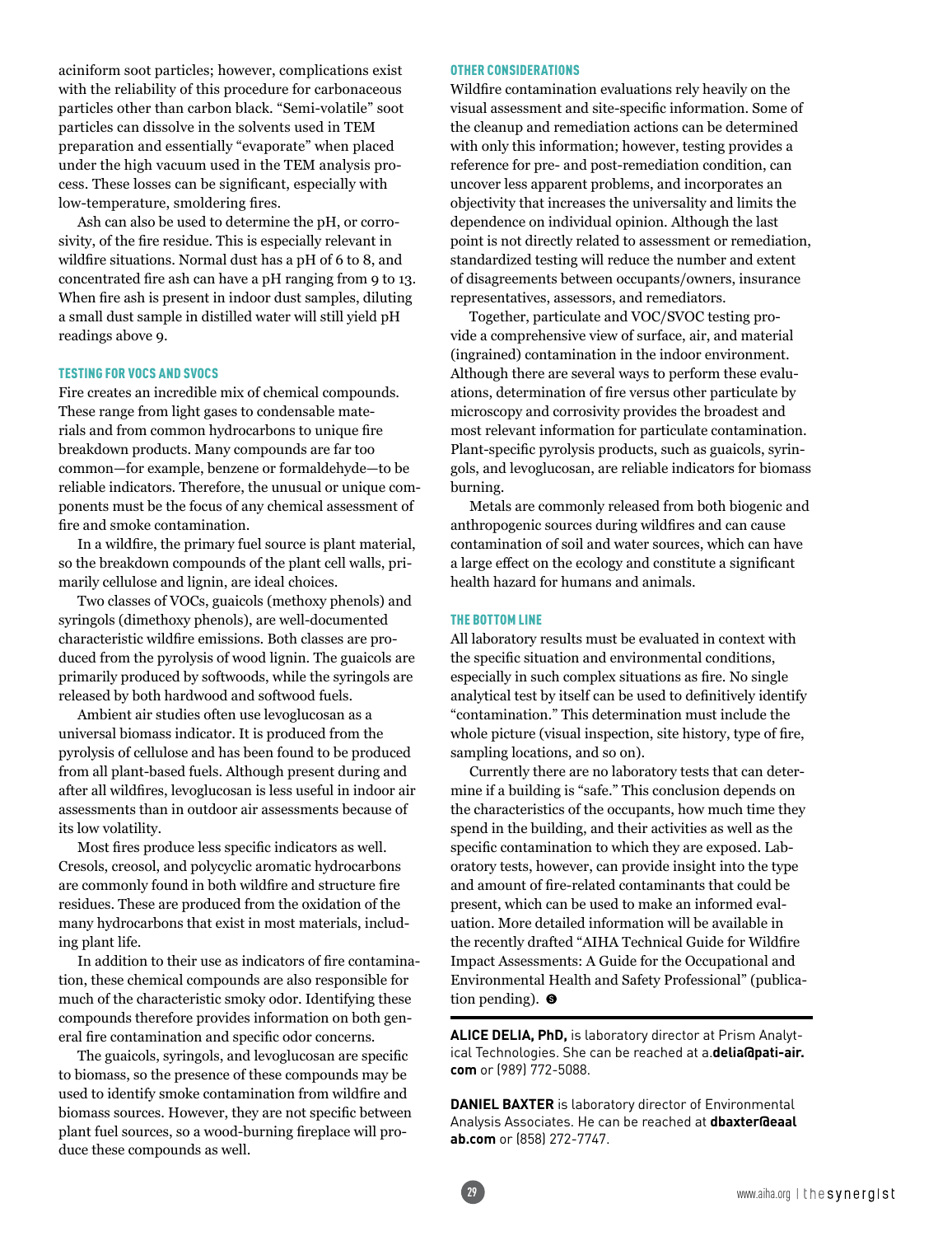aciniform soot particles; however, complications exist with the reliability of this procedure for carbonaceous particles other than carbon black. "Semi-volatile" soot particles can dissolve in the solvents used in TEM preparation and essentially "evaporate" when placed under the high vacuum used in the TEM analysis process. These losses can be significant, especially with low-temperature, smoldering fires.

Ash can also be used to determine the pH, or corrosivity, of the fire residue. This is especially relevant in wildfire situations. Normal dust has a pH of 6 to 8, and concentrated fire ash can have a pH ranging from 9 to 13. When fire ash is present in indoor dust samples, diluting a small dust sample in distilled water will still yield pH readings above 9.

### TESTING FOR VOCS AND SVOCS

Fire creates an incredible mix of chemical compounds. These range from light gases to condensable materials and from common hydrocarbons to unique fire breakdown products. Many compounds are far too common—for example, benzene or formaldehyde—to be reliable indicators. Therefore, the unusual or unique components must be the focus of any chemical assessment of fire and smoke contamination.

In a wildfire, the primary fuel source is plant material, so the breakdown compounds of the plant cell walls, primarily cellulose and lignin, are ideal choices.

Two classes of VOCs, guaicols (methoxy phenols) and syringols (dimethoxy phenols), are well-documented characteristic wildfire emissions. Both classes are produced from the pyrolysis of wood lignin. The guaicols are primarily produced by softwoods, while the syringols are released by both hardwood and softwood fuels.

Ambient air studies often use levoglucosan as a universal biomass indicator. It is produced from the pyrolysis of cellulose and has been found to be produced from all plant-based fuels. Although present during and after all wildfires, levoglucosan is less useful in indoor air assessments than in outdoor air assessments because of its low volatility.

Most fires produce less specific indicators as well. Cresols, creosol, and polycyclic aromatic hydrocarbons are commonly found in both wildfire and structure fire residues. These are produced from the oxidation of the many hydrocarbons that exist in most materials, including plant life.

In addition to their use as indicators of fire contamination, these chemical compounds are also responsible for much of the characteristic smoky odor. Identifying these compounds therefore provides information on both general fire contamination and specific odor concerns.

The guaicols, syringols, and levoglucosan are specific to biomass, so the presence of these compounds may be used to identify smoke contamination from wildfire and biomass sources. However, they are not specific between plant fuel sources, so a wood-burning fireplace will produce these compounds as well.

### OTHER CONSIDERATIONS

Wildfire contamination evaluations rely heavily on the visual assessment and site-specific information. Some of the cleanup and remediation actions can be determined with only this information; however, testing provides a reference for pre- and post-remediation condition, can uncover less apparent problems, and incorporates an objectivity that increases the universality and limits the dependence on individual opinion. Although the last point is not directly related to assessment or remediation, standardized testing will reduce the number and extent of disagreements between occupants/owners, insurance representatives, assessors, and remediators.

Together, particulate and VOC/SVOC testing provide a comprehensive view of surface, air, and material (ingrained) contamination in the indoor environment. Although there are several ways to perform these evaluations, determination of fire versus other particulate by microscopy and corrosivity provides the broadest and most relevant information for particulate contamination. Plant-specific pyrolysis products, such as guaicols, syringols, and levoglucosan, are reliable indicators for biomass burning.

Metals are commonly released from both biogenic and anthropogenic sources during wildfires and can cause contamination of soil and water sources, which can have a large effect on the ecology and constitute a significant health hazard for humans and animals.

### THE BOTTOM LINE

All laboratory results must be evaluated in context with the specific situation and environmental conditions, especially in such complex situations as fire. No single analytical test by itself can be used to definitively identify "contamination." This determination must include the whole picture (visual inspection, site history, type of fire, sampling locations, and so on).

Currently there are no laboratory tests that can determine if a building is "safe." This conclusion depends on the characteristics of the occupants, how much time they spend in the building, and their activities as well as the specific contamination to which they are exposed. Laboratory tests, however, can provide insight into the type and amount of fire-related contaminants that could be present, which can be used to make an informed evaluation. More detailed information will be available in the recently drafted "AIHA Technical Guide for Wildfire Impact Assessments: A Guide for the Occupational and Environmental Health and Safety Professional" (publication pending).

---

**ALICE DELIA, PhD,** is laboratory director at Prism Analytical Technologies. She can be reached at a.**delia@pati-air.com** or (989) 772-5088.

**DANIEL BAXTER** is laboratory director of Environmental Analysis Associates. He can be reached at **dbaxter@eallab.com** or (858) 272-7747.